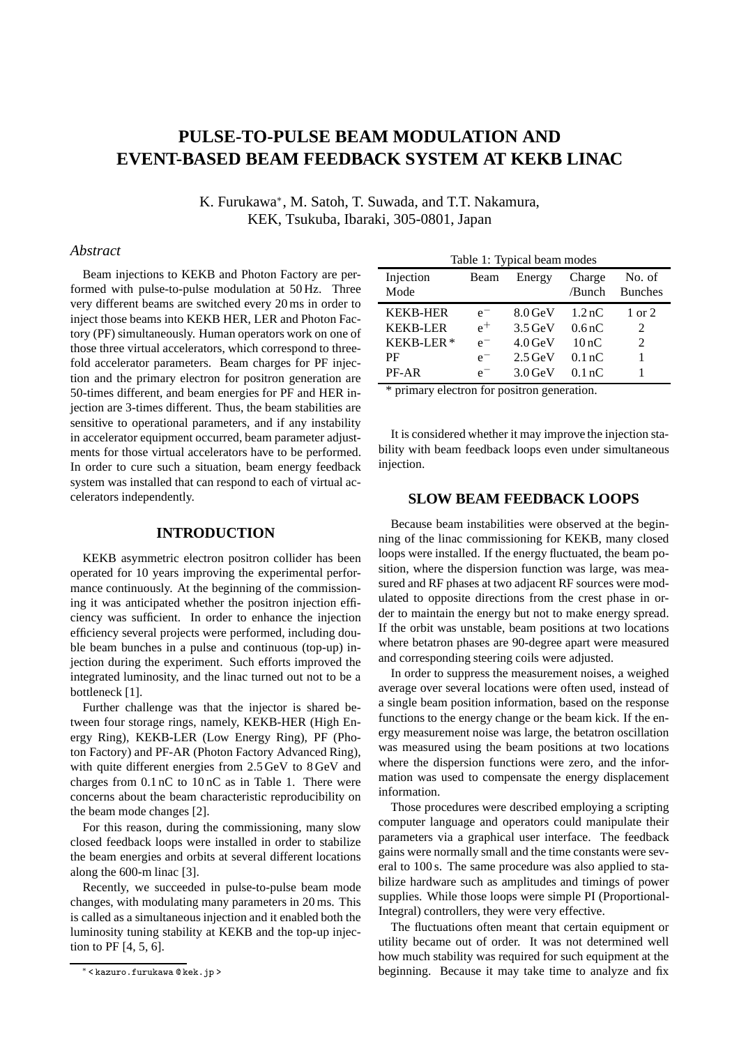# PULSE-TO-PULSE BEAM MODULATION AND EVENT-BASED BEAM FEEDBACK SYSTEM AT KEKB LINAC

K. Furukawa*, M. Satoh, T. Suwada, and T.T. Nakamura,
KEK, Tsukuba, Ibaraki, 305-0801, Japan

## *Abstract*

Beam injections to KEKB and Photon Factory are performed with pulse-to-pulse modulation at 50 Hz. Three very different beams are switched every 20 ms in order to inject those beams into KEKB HER, LER and Photon Factory (PF) simultaneously. Human operators work on one of those three virtual accelerators, which correspond to threefold accelerator parameters. Beam charges for PF injection and the primary electron for positron generation are 50-times different, and beam energies for PF and HER injection are 3-times different. Thus, the beam stabilities are sensitive to operational parameters, and if any instability in accelerator equipment occurred, beam parameter adjustments for those virtual accelerators have to be performed. In order to cure such a situation, beam energy feedback system was installed that can respond to each of virtual accelerators independently.

## INTRODUCTION

KEKB asymmetric electron positron collider has been operated for 10 years improving the experimental performance continuously. At the beginning of the commissioning it was anticipated whether the positron injection efficiency was sufficient. In order to enhance the injection efficiency several projects were performed, including double beam bunches in a pulse and continuous (top-up) injection during the experiment. Such efforts improved the integrated luminosity, and the linac turned out not to be a bottleneck [1].

Further challenge was that the injector is shared between four storage rings, namely, KEKB-HER (High Energy Ring), KEKB-LER (Low Energy Ring), PF (Photon Factory) and PF-AR (Photon Factory Advanced Ring), with quite different energies from 2.5 GeV to 8 GeV and charges from 0.1 nC to 10 nC as in Table 1. There were concerns about the beam characteristic reproducibility on the beam mode changes [2].

For this reason, during the commissioning, many slow closed feedback loops were installed in order to stabilize the beam energies and orbits at several different locations along the 600-m linac [3].

Recently, we succeeded in pulse-to-pulse beam mode changes, with modulating many parameters in 20 ms. This is called as a simultaneous injection and it enabled both the luminosity tuning stability at KEKB and the top-up injection to PF [4, 5, 6].

Table 1: Typical beam modes

| Injection Mode | Beam | Energy | Charge /Bunch | No. of Bunches |
|---|---|---|---|---|
| KEKB-HER | $e^-$ | 8.0 GeV | 1.2 nC | 1 or 2 |
| KEKB-LER | $e^+$ | 3.5 GeV | 0.6 nC | 2 |
| KEKB-LER* | $e^-$ | 4.0 GeV | 10 nC | 2 |
| PF | $e^-$ | 2.5 GeV | 0.1 nC | 1 |
| PF-AR | $e^-$ | 3.0 GeV | 0.1 nC | 1 |

* primary electron for positron generation.

It is considered whether it may improve the injection stability with beam feedback loops even under simultaneous injection.

## SLOW BEAM FEEDBACK LOOPS

Because beam instabilities were observed at the beginning of the linac commissioning for KEKB, many closed loops were installed. If the energy fluctuated, the beam position, where the dispersion function was large, was measured and RF phases at two adjacent RF sources were modulated to opposite directions from the crest phase in order to maintain the energy but not to make energy spread. If the orbit was unstable, beam positions at two locations where betatron phases are 90-degree apart were measured and corresponding steering coils were adjusted.

In order to suppress the measurement noises, a weighed average over several locations were often used, instead of a single beam position information, based on the response functions to the energy change or the beam kick. If the energy measurement noise was large, the betatron oscillation was measured using the beam positions at two locations where the dispersion functions were zero, and the information was used to compensate the energy displacement information.

Those procedures were described employing a scripting computer language and operators could manipulate their parameters via a graphical user interface. The feedback gains were normally small and the time constants were several to 100 s. The same procedure was also applied to stabilize hardware such as amplitudes and timings of power supplies. While those loops were simple PI (Proportional-Integral) controllers, they were very effective.

The fluctuations often meant that certain equipment or utility became out of order. It was not determined well how much stability was required for such equipment at the beginning. Because it may take time to analyze and fix

* < kazuro.furukawa @ kek.jp >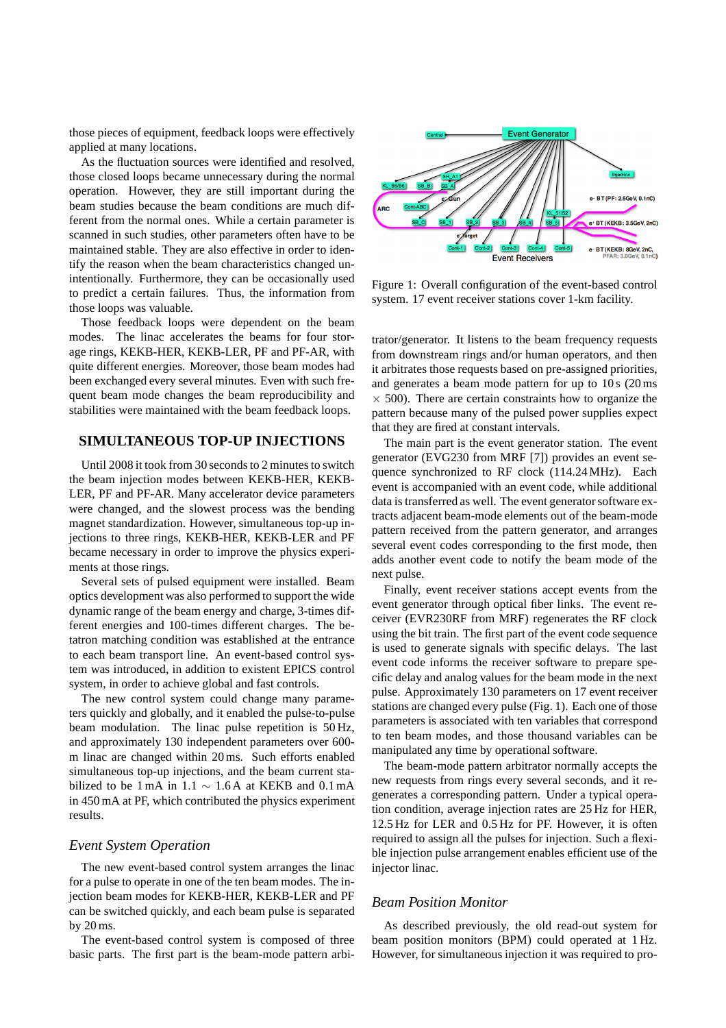those pieces of equipment, feedback loops were effectively applied at many locations.

As the fluctuation sources were identified and resolved, those closed loops became unnecessary during the normal operation. However, they are still important during the beam studies because the beam conditions are much different from the normal ones. While a certain parameter is scanned in such studies, other parameters often have to be maintained stable. They are also effective in order to identify the reason when the beam characteristics changed unintentionally. Furthermore, they can be occasionally used to predict a certain failures. Thus, the information from those loops was valuable.

Those feedback loops were dependent on the beam modes. The linac accelerates the beams for four storage rings, KEKB-HER, KEKB-LER, PF and PF-AR, with quite different energies. Moreover, those beam modes had been exchanged every several minutes. Even with such frequent beam mode changes the beam reproducibility and stabilities were maintained with the beam feedback loops.

## SIMULTANEOUS TOP-UP INJECTIONS

Until 2008 it took from 30 seconds to 2 minutes to switch the beam injection modes between KEKB-HER, KEKB-LER, PF and PF-AR. Many accelerator device parameters were changed, and the slowest process was the bending magnet standardization. However, simultaneous top-up injections to three rings, KEKB-HER, KEKB-LER and PF became necessary in order to improve the physics experiments at those rings.

Several sets of pulsed equipment were installed. Beam optics development was also performed to support the wide dynamic range of the beam energy and charge, 3-times different energies and 100-times different charges. The betatron matching condition was established at the entrance to each beam transport line. An event-based control system was introduced, in addition to existent EPICS control system, in order to achieve global and fast controls.

The new control system could change many parameters quickly and globally, and it enabled the pulse-to-pulse beam modulation. The linac pulse repetition is 50 Hz, and approximately 130 independent parameters over 600-m linac are changed within 20 ms. Such efforts enabled simultaneous top-up injections, and the beam current stabilized to be 1 mA in 1.1 $\sim$ 1.6 A at KEKB and 0.1 mA in 450 mA at PF, which contributed the physics experiment results.

### *Event System Operation*

The new event-based control system arranges the linac for a pulse to operate in one of the ten beam modes. The injection beam modes for KEKB-HER, KEKB-LER and PF can be switched quickly, and each beam pulse is separated by 20 ms.

The event-based control system is composed of three basic parts. The first part is the beam-mode pattern arbitrator/generator. It listens to the beam frequency requests from downstream rings and/or human operators, and then it arbitrates those requests based on pre-assigned priorities, and generates a beam mode pattern for up to 10 s (20 ms $\times$ 500). There are certain constraints how to organize the pattern because many of the pulsed power supplies expect that they are fired at constant intervals.

Figure 1: Overall configuration of the event-based control system. 17 event receiver stations cover 1-km facility.

The main part is the event generator station. The event generator (EVG230 from MRF [7]) provides an event sequence synchronized to RF clock (114.24 MHz). Each event is accompanied with an event code, while additional data is transferred as well. The event generator software extracts adjacent beam-mode elements out of the beam-mode pattern received from the pattern generator, and arranges several event codes corresponding to the first mode, then adds another event code to notify the beam mode of the next pulse.

Finally, event receiver stations accept events from the event generator through optical fiber links. The event receiver (EVR230RF from MRF) regenerates the RF clock using the bit train. The first part of the event code sequence is used to generate signals with specific delays. The last event code informs the receiver software to prepare specific delay and analog values for the beam mode in the next pulse. Approximately 130 parameters on 17 event receiver stations are changed every pulse (Fig. 1). Each one of those parameters is associated with ten variables that correspond to ten beam modes, and those thousand variables can be manipulated any time by operational software.

The beam-mode pattern arbitrator normally accepts the new requests from rings every several seconds, and it regenerates a corresponding pattern. Under a typical operation condition, average injection rates are 25 Hz for HER, 12.5 Hz for LER and 0.5 Hz for PF. However, it is often required to assign all the pulses for injection. Such a flexible injection pulse arrangement enables efficient use of the injector linac.

### *Beam Position Monitor*

As described previously, the old read-out system for beam position monitors (BPM) could operated at 1 Hz. However, for simultaneous injection it was required to pro-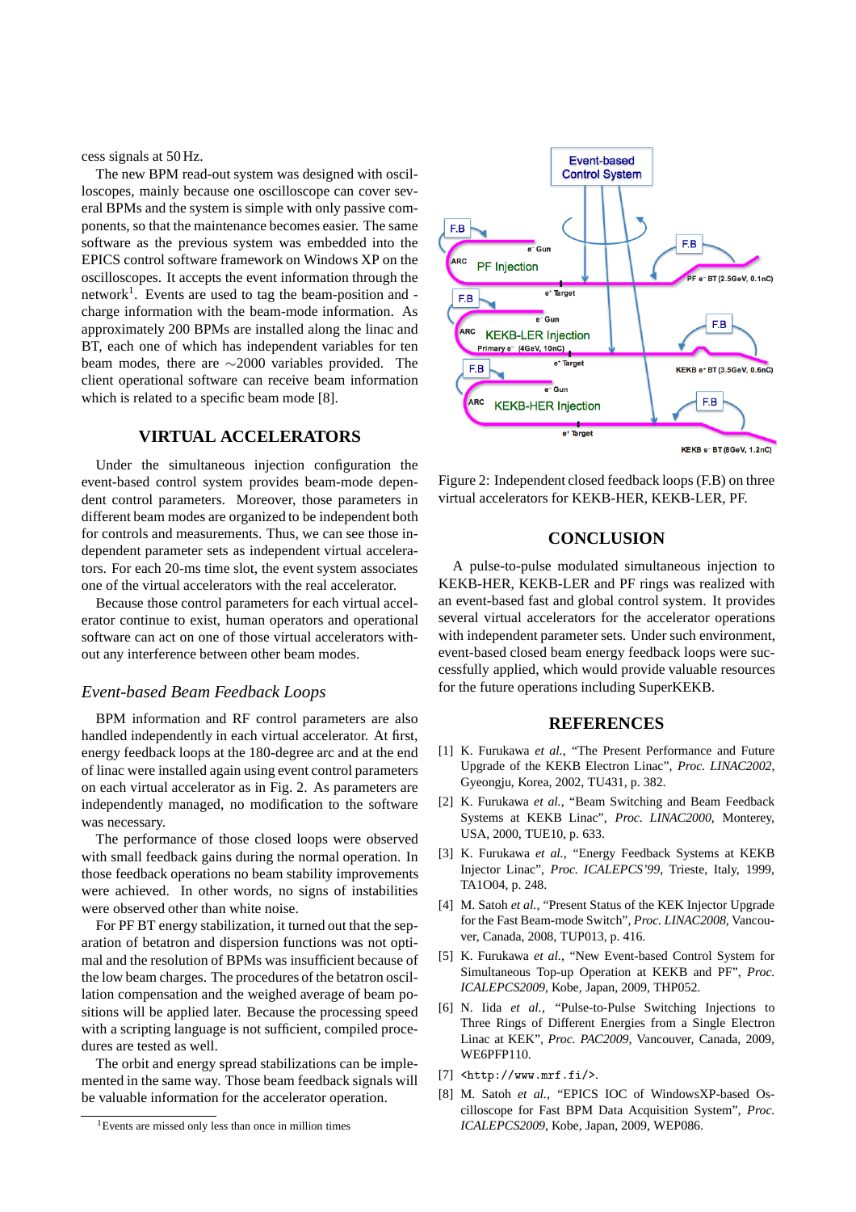cess signals at 50 Hz.

The new BPM read-out system was designed with oscilloscopes, mainly because one oscilloscope can cover several BPMs and the system is simple with only passive components, so that the maintenance becomes easier. The same software as the previous system was embedded into the EPICS control software framework on Windows XP on the oscilloscopes. It accepts the event information through the network[1]. Events are used to tag the beam-position and -charge information with the beam-mode information. As approximately 200 BPMs are installed along the linac and BT, each one of which has independent variables for ten beam modes, there are ∼2000 variables provided. The client operational software can receive beam information which is related to a specific beam mode [8].

## VIRTUAL ACCELERATORS

Under the simultaneous injection configuration the event-based control system provides beam-mode dependent control parameters. Moreover, those parameters in different beam modes are organized to be independent both for controls and measurements. Thus, we can see those independent parameter sets as independent virtual accelerators. For each 20-ms time slot, the event system associates one of the virtual accelerators with the real accelerator.

Because those control parameters for each virtual accelerator continue to exist, human operators and operational software can act on one of those virtual accelerators without any interference between other beam modes.

### *Event-based Beam Feedback Loops*

BPM information and RF control parameters are also handled independently in each virtual accelerator. At first, energy feedback loops at the 180-degree arc and at the end of linac were installed again using event control parameters on each virtual accelerator as in Fig. 2. As parameters are independently managed, no modification to the software was necessary.

The performance of those closed loops were observed with small feedback gains during the normal operation. In those feedback operations no beam stability improvements were achieved. In other words, no signs of instabilities were observed other than white noise.

For PF BT energy stabilization, it turned out that the separation of betatron and dispersion functions was not optimal and the resolution of BPMs was insufficient because of the low beam charges. The procedures of the betatron oscillation compensation and the weighed average of beam positions will be applied later. Because the processing speed with a scripting language is not sufficient, compiled procedures are tested as well.

The orbit and energy spread stabilizations can be implemented in the same way. Those beam feedback signals will be valuable information for the accelerator operation.

[1]Events are missed only less than once in million times

Event-based Control System

F.B
ARC
PF Injection
e⁻ Gun
e⁺ Target
F.B
PF e⁻ BT (2.5GeV, 0.1nC)
F.B
ARC
KEKB-LER Injection
e⁻ Gun
Primary e⁻ (4GeV, 10nC)
e⁺ Target
F.B
KEKB e⁺ BT (3.5GeV, 0.6nC)
F.B
ARC
KEKB-HER Injection
e⁻ Gun
e⁺ Target
F.B
KEKB e⁻ BT (8GeV, 1.2nC)

Figure 2: Independent closed feedback loops (F.B) on three virtual accelerators for KEKB-HER, KEKB-LER, PF.

## CONCLUSION

A pulse-to-pulse modulated simultaneous injection to KEKB-HER, KEKB-LER and PF rings was realized with an event-based fast and global control system. It provides several virtual accelerator operations with independent parameter sets. Under such environment, event-based closed beam energy feedback loops were successfully applied, which would provide valuable resources for the future operations including SuperKEKB.

## REFERENCES

[1] K. Furukawa *et al.*, "The Present Performance and Future Upgrade of the KEKB Electron Linac", *Proc. LINAC2002*, Gyeongju, Korea, 2002, TU431, p. 382.

[2] K. Furukawa *et al.*, "Beam Switching and Beam Feedback Systems at KEKB Linac", *Proc. LINAC2000*, Monterey, USA, 2000, TUE10, p. 633.

[3] K. Furukawa *et al.*, "Energy Feedback Systems at KEKB Injector Linac", *Proc. ICALEPCS'99*, Trieste, Italy, 1999, TA1O04, p. 248.

[4] M. Satoh *et al.*, "Present Status of the KEK Injector Upgrade for the Fast Beam-mode Switch", *Proc. LINAC2008*, Vancouver, Canada, 2008, TUP013, p. 416.

[5] K. Furukawa *et al.*, "New Event-based Control System for Simultaneous Top-up Operation at KEKB and PF", *Proc. ICALEPCS2009*, Kobe, Japan, 2009, THP052.

[6] N. Iida *et al.*, "Pulse-to-Pulse Switching Injections to Three Rings of Different Energies from a Single Electron Linac at KEK", *Proc. PAC2009*, Vancouver, Canada, 2009, WE6PFP110.

[7] `<http://www.mrf.fi/>`.

[8] M. Satoh *et al.*, "EPICS IOC of WindowsXP-based Oscilloscope for Fast BPM Data Acquisition System", *Proc. ICALEPCS2009*, Kobe, Japan, 2009, WEP086.